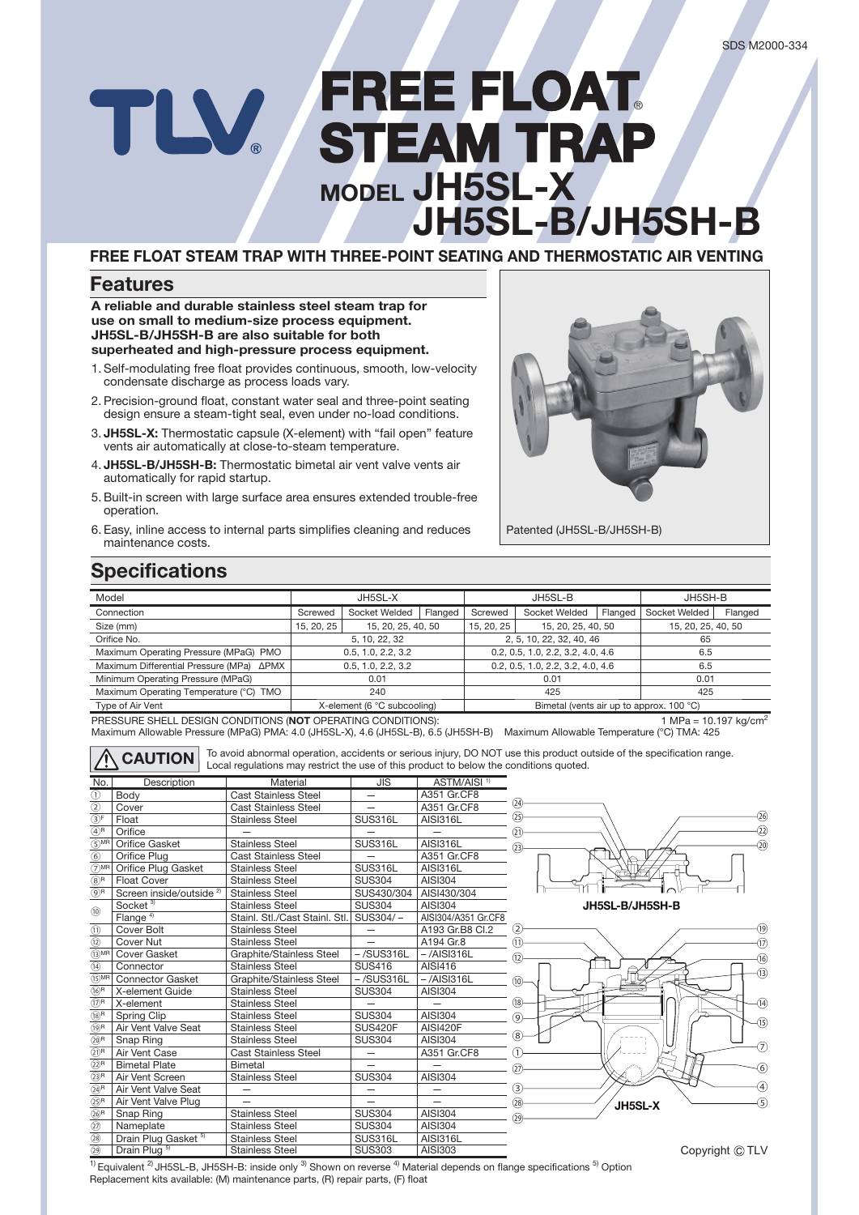SDS M2000-334

# TLV® FREE FLOAT® STEAM TRAP
# MODEL JH5SL-X JH5SL-B/JH5SH-B

## FREE FLOAT STEAM TRAP WITH THREE-POINT SEATING AND THERMOSTATIC AIR VENTING

## Features

**A reliable and durable stainless steel steam trap for use on small to medium-size process equipment. JH5SL-B/JH5SH-B are also suitable for both superheated and high-pressure process equipment.**

1. Self-modulating free float provides continuous, smooth, low-velocity condensate discharge as process loads vary.
2. Precision-ground float, constant water seal and three-point seating design ensure a steam-tight seal, even under no-load conditions.
3. **JH5SL-X:** Thermostatic capsule (X-element) with "fail open" feature vents air automatically at close-to-steam temperature.
4. **JH5SL-B/JH5SH-B:** Thermostatic bimetal air vent valve vents air automatically for rapid startup.
5. Built-in screen with large surface area ensures extended trouble-free operation.
6. Easy, inline access to internal parts simplifies cleaning and reduces maintenance costs.

Patented (JH5SL-B/JH5SH-B)

## Specifications

| Model | JH5SL-X | | | JH5SL-B | | | JH5SH-B | |
|---|---|---|---|---|---|---|---|---|
| Connection | Screwed | Socket Welded | Flanged | Screwed | Socket Welded | Flanged | Socket Welded | Flanged |
| Size (mm) | 15, 20, 25 | 15, 20, 25, 40, 50 | | 15, 20, 25 | 15, 20, 25, 40, 50 | | 15, 20, 25, 40, 50 | |
| Orifice No. | 5, 10, 22, 32 | | | 2, 5, 10, 22, 32, 40, 46 | | | 65 | |
| Maximum Operating Pressure (MPaG) PMO | 0.5, 1.0, 2.2, 3.2 | | | 0.2, 0.5, 1.0, 2.2, 3.2, 4.0, 4.6 | | | 6.5 | |
| Maximum Differential Pressure (MPa) ΔPMX | 0.5, 1.0, 2.2, 3.2 | | | 0.2, 0.5, 1.0, 2.2, 3.2, 4.0, 4.6 | | | 6.5 | |
| Minimum Operating Pressure (MPaG) | 0.01 | | | 0.01 | | | 0.01 | |
| Maximum Operating Temperature (°C) TMO | 240 | | | 425 | | | 425 | |
| Type of Air Vent | X-element (6 °C subcooling) | | | Bimetal (vents air up to approx. 100 °C) | | | | |

PRESSURE SHELL DESIGN CONDITIONS (**NOT** OPERATING CONDITIONS): 1 MPa = 10.197 kg/cm²
Maximum Allowable Pressure (MPaG) PMA: 4.0 (JH5SL-X), 4.6 (JH5SL-B), 6.5 (JH5SH-B) Maximum Allowable Temperature (°C) TMA: 425

**⚠ CAUTION** To avoid abnormal operation, accidents or serious injury, DO NOT use this product outside of the specification range. Local regulations may restrict the use of this product to below the conditions quoted.

| No. | Description | Material | JIS | ASTM/AISI [1] |
|---|---|---|---|---|
| ① | Body | Cast Stainless Steel | — | A351 Gr.CF8 |
| ② | Cover | Cast Stainless Steel | — | A351 Gr.CF8 |
| ③F | Float | Stainless Steel | SUS316L | AISI316L |
| ④R | Orifice | — | — | — |
| ⑤MR | Orifice Gasket | Stainless Steel | SUS316L | AISI316L |
| ⑥ | Orifice Plug | Cast Stainless Steel | — | A351 Gr.CF8 |
| ⑦MR | Orifice Plug Gasket | Stainless Steel | SUS316L | AISI316L |
| ⑧R | Float Cover | Stainless Steel | SUS304 | AISI304 |
| ⑨R | Screen inside/outside [2] | Stainless Steel | SUS430/304 | AISI430/304 |
| ⑩ | Socket [3] | Stainless Steel | SUS304 | AISI304 |
| ⑩ | Flange [4] | Stainl. Stl./Cast Stainl. Stl. | SUS304/ – | AISI304/A351 Gr.CF8 |
| ⑪ | Cover Bolt | Stainless Steel | — | A193 Gr.B8 Cl.2 |
| ⑫ | Cover Nut | Stainless Steel | — | A194 Gr.8 |
| ⑬MR | Cover Gasket | Graphite/Stainless Steel | – /SUS316L | – /AISI316L |
| ⑭ | Connector | Stainless Steel | SUS416 | AISI416 |
| ⑮MR | Connector Gasket | Graphite/Stainless Steel | – /SUS316L | – /AISI316L |
| ⑯R | X-element Guide | Stainless Steel | SUS304 | AISI304 |
| ⑰R | X-element | Stainless Steel | — | — |
| ⑱R | Spring Clip | Stainless Steel | SUS304 | AISI304 |
| ⑲R | Air Vent Valve Seat | Stainless Steel | SUS420F | AISI420F |
| ⑳R | Snap Ring | Stainless Steel | SUS304 | AISI304 |
| ㉑R | Air Vent Case | Cast Stainless Steel | — | A351 Gr.CF8 |
| ㉒R | Bimetal Plate | Bimetal | — | — |
| ㉓R | Air Vent Screen | Stainless Steel | SUS304 | AISI304 |
| ㉔R | Air Vent Valve Seat | — | — | — |
| ㉕R | Air Vent Valve Plug | — | — | — |
| ㉖R | Snap Ring | Stainless Steel | SUS304 | AISI304 |
| ㉗ | Nameplate | Stainless Steel | SUS304 | AISI304 |
| ㉘ | Drain Plug Gasket [5] | Stainless Steel | SUS316L | AISI316L |
| ㉙ | Drain Plug [5] | Stainless Steel | SUS303 | AISI303 |

[1] Equivalent [2] JH5SL-B, JH5SH-B: inside only [3] Shown on reverse [4] Material depends on flange specifications [5] Option
Replacement kits available: (M) maintenance parts, (R) repair parts, (F) float

JH5SL-B/JH5SH-B

JH5SL-X

Copyright © TLV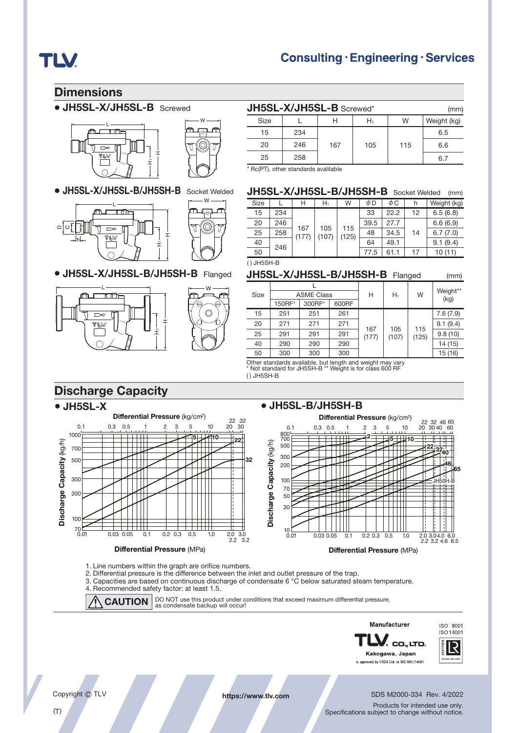## Dimensions

- **JH5SL-X/JH5SL-B** Screwed

L
W
H
$H_1$

**JH5SL-X/JH5SL-B** Screwed* (mm)

| Size | L | H | $H_1$ | W | Weight (kg) |
|---|---|---|---|---|---|
| 15 | 234 | 167 | 105 | 115 | 6.5 |
| 20 | 246 | | | | 6.6 |
| 25 | 258 | | | | 6.7 |

* Rc(PT), other standards avalilable

- **JH5SL-X/JH5SL-B/JH5SH-B** Socket Welded

L
W
D
C
h
H
$H_1$

**JH5SL-X/JH5SL-B/JH5SH-B** Socket Welded (mm)

| Size | L | H | $H_1$ | W | $\phi$D | $\phi$C | h | Weight (kg) |
|---|---|---|---|---|---|---|---|---|
| 15 | 234 | 167 (177) | 105 (107) | 115 (125) | 33 | 22.2 | 12 | 6.5 (6.8) |
| 20 | 246 | | | | 39.5 | 27.7 | 14 | 6.6 (6.9) |
| 25 | 258 | | | | 48 | 34.5 | | 6.7 (7.0) |
| 40 | 246 | | | | 64 | 49.1 | | 9.1 (9.4) |
| 50 | | | | | 77.5 | 61.1 | 17 | 10 (11) |

( ) JH5SH-B

- **JH5SL-X/JH5SL-B/JH5SH-B** Flanged

L
W
H
$H_1$

**JH5SL-X/JH5SL-B/JH5SH-B** Flanged (mm)

| Size | L | | | H | $H_1$ | W | Weight** (kg) |
|---|---|---|---|---|---|---|---|
| | ASME Class | | | | | | |
| | 150RF* | 300RF* | 600RF | | | | |
| 15 | 251 | 251 | 261 | 167 (177) | 105 (107) | 115 (125) | 7.6 (7.9) |
| 20 | 271 | 271 | 271 | | | | 9.1 (9.4) |
| 25 | 291 | 291 | 291 | | | | 9.8 (10) |
| 40 | 290 | 290 | 290 | | | | 14 (15) |
| 50 | 300 | 300 | 300 | | | | 15 (16) |

Other standards available, but length and weight may vary
* Not standard for JH5SH-B ** Weight is for class 600 RF
( ) JH5SH-B

## Discharge Capacity

- **JH5SL-X**

**Differential Pressure** (kg/cm²)
0.1 0.3 0.5 1 2 3 5 10 20 22 30 32
Discharge Capacity (kg/h)
1000 700 500 300 200 100 70
5 10 22 32
0.01 0.03 0.05 0.1 0.2 0.3 0.5 1.0 2.0 2.2 3.0 3.2
**Differential Pressure** (MPa)

- **JH5SL-B/JH5SH-B**

**Differential Pressure** (kg/cm²)
0.1 0.3 0.5 1 2 3 5 10 20 22 30 32 40 46 60 65
Discharge Capacity (kg/h)
800 700 500 300 200 100 70 50 30 10
2 5 10 22 32 40 46 65
JH5SH-B
0.01 0.03 0.05 0.1 0.2 0.3 0.5 1.0 2.0 2.2 3.0 3.2 4.0 4.6 6.0 6.5
**Differential Pressure** (MPa)

1. Line numbers within the graph are orifice numbers.
2. Differential pressure is the difference between the inlet and outlet pressure of the trap.
3. Capacities are based on continuous discharge of condensate 6 °C below saturated steam temperature.
4. Recommended safety factor: at least 1.5.

**CAUTION** DO NOT use this product under conditions that exceed maximum differential pressure, as condensate backup will occur!

Manufacturer
TLV CO., LTD.
Kakogawa, Japan
is approved by LRQA Ltd. to ISO 9001/14001
ISO 9001
ISO 14001

Copyright © TLV
(T)
https://www.tlv.com
SDS M2000-334 Rev. 4/2022
Products for intended use only.
Specifications subject to change without notice.